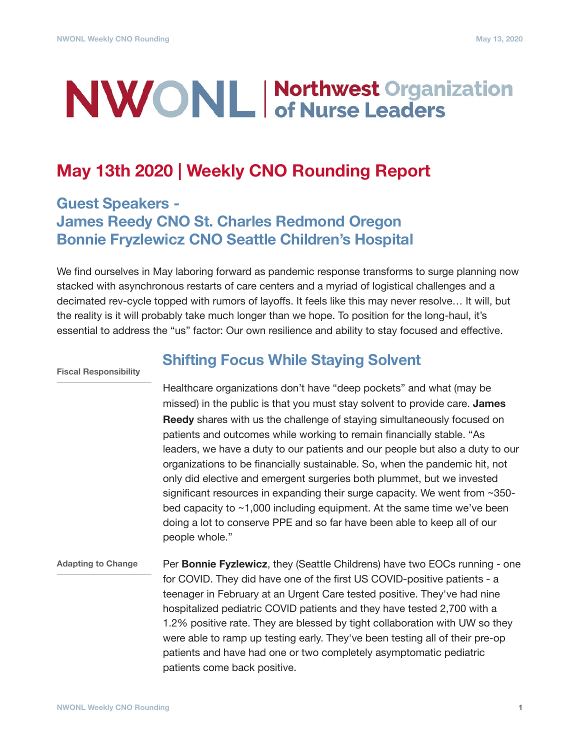# NWONL | Northwest Organization of Nurse Leaders

## May 13th 2020 | Weekly CNO Rounding Report

### Guest Speakers - James Reedy CNO St. Charles Redmond Oregon Bonnie Fryzlewicz CNO Seattle Children's Hospital

We find ourselves in May laboring forward as pandemic response transforms to surge planning now stacked with asynchronous restarts of care centers and a myriad of logistical challenges and a decimated rev-cycle topped with rumors of layoffs. It feels like this may never resolve… It will, but the reality is it will probably take much longer than we hope. To position for the long-haul, it's essential to address the "us" factor: Our own resilience and ability to stay focused and effective.

**Fiscal Responsibility**

### Shifting Focus While Staying Solvent

Healthcare organizations don't have "deep pockets" and what (may be missed) in the public is that you must stay solvent to provide care. **James Reedy** shares with us the challenge of staying simultaneously focused on patients and outcomes while working to remain financially stable. "As leaders, we have a duty to our patients and our people but also a duty to our organizations to be financially sustainable. So, when the pandemic hit, not only did elective and emergent surgeries both plummet, but we invested significant resources in expanding their surge capacity. We went from ~350-bed capacity to ~1,000 including equipment. At the same time we've been doing a lot to conserve PPE and so far have been able to keep all of our people whole."

**Adapting to Change**

Per **Bonnie Fyzlewicz**, they (Seattle Childrens) have two EOCs running - one for COVID. They did have one of the first US COVID-positive patients - a teenager in February at an Urgent Care tested positive. They've had nine hospitalized pediatric COVID patients and they have tested 2,700 with a 1.2% positive rate. They are blessed by tight collaboration with UW so they were able to ramp up testing early. They've been testing all of their pre-op patients and have had one or two completely asymptomatic pediatric patients come back positive.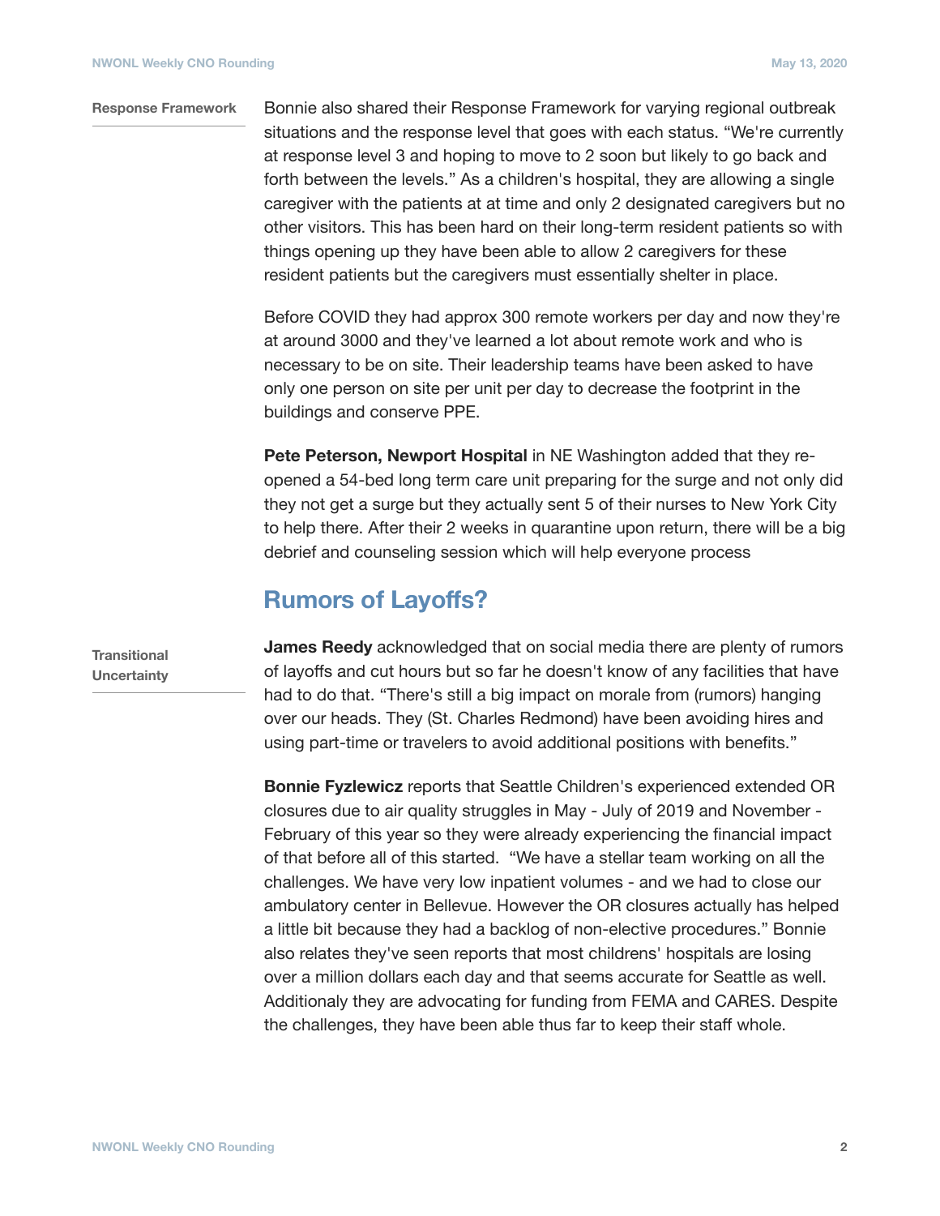**Response Framework**

Bonnie also shared their Response Framework for varying regional outbreak situations and the response level that goes with each status. “We're currently at response level 3 and hoping to move to 2 soon but likely to go back and forth between the levels.” As a children's hospital, they are allowing a single caregiver with the patients at at time and only 2 designated caregivers but no other visitors. This has been hard on their long-term resident patients so with things opening up they have been able to allow 2 caregivers for these resident patients but the caregivers must essentially shelter in place.

Before COVID they had approx 300 remote workers per day and now they're at around 3000 and they've learned a lot about remote work and who is necessary to be on site. Their leadership teams have been asked to have only one person on site per unit per day to decrease the footprint in the buildings and conserve PPE.

**Pete Peterson, Newport Hospital** in NE Washington added that they re-opened a 54-bed long term care unit preparing for the surge and not only did they not get a surge but they actually sent 5 of their nurses to New York City to help there. After their 2 weeks in quarantine upon return, there will be a big debrief and counseling session which will help everyone process

## Rumors of Layoffs?

**Transitional Uncertainty**

**James Reedy** acknowledged that on social media there are plenty of rumors of layoffs and cut hours but so far he doesn't know of any facilities that have had to do that. “There's still a big impact on morale from (rumors) hanging over our heads. They (St. Charles Redmond) have been avoiding hires and using part-time or travelers to avoid additional positions with benefits.”

**Bonnie Fyzlewicz** reports that Seattle Children's experienced extended OR closures due to air quality struggles in May - July of 2019 and November - February of this year so they were already experiencing the financial impact of that before all of this started. “We have a stellar team working on all the challenges. We have very low inpatient volumes - and we had to close our ambulatory center in Bellevue. However the OR closures actually has helped a little bit because they had a backlog of non-elective procedures.” Bonnie also relates they've seen reports that most childrens' hospitals are losing over a million dollars each day and that seems accurate for Seattle as well. Additionaly they are advocating for funding from FEMA and CARES. Despite the challenges, they have been able thus far to keep their staff whole.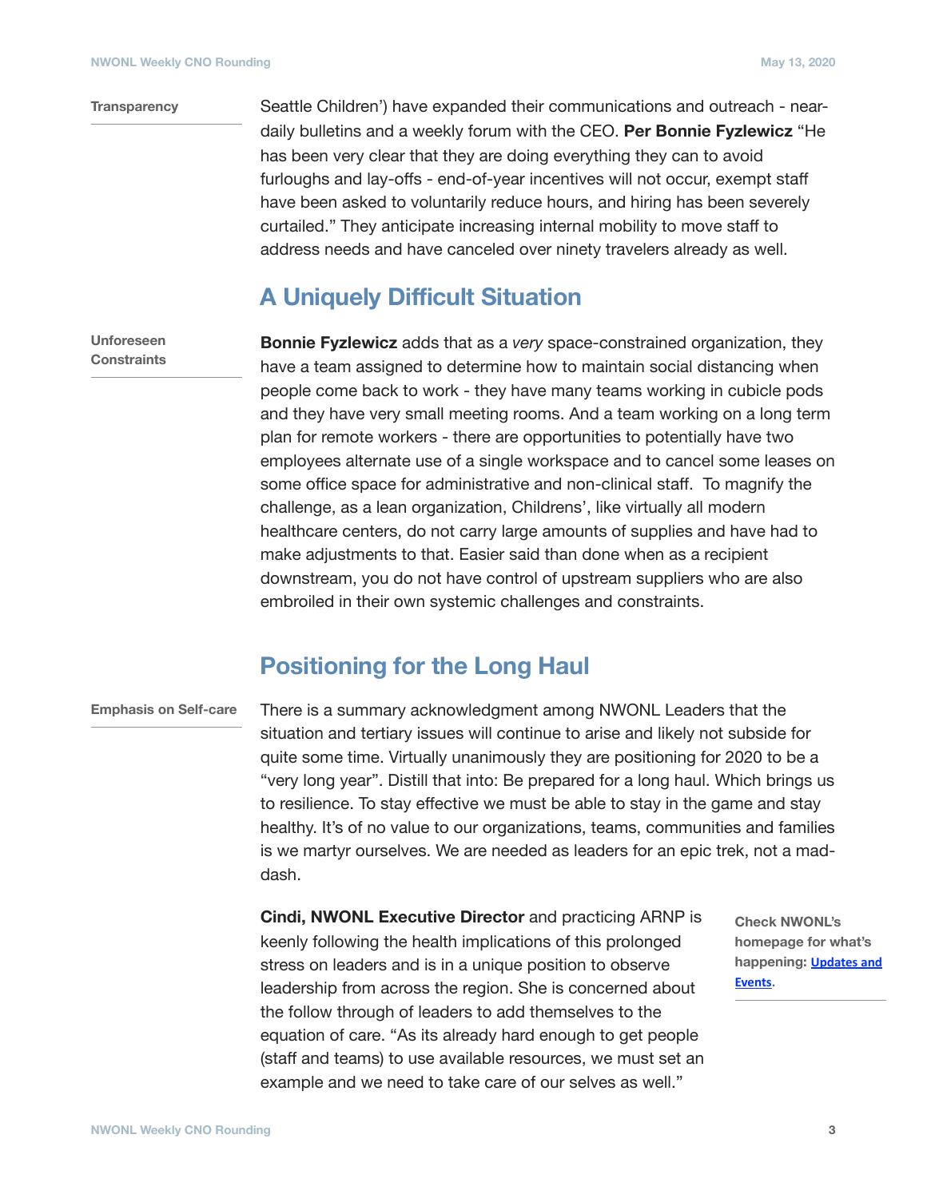**Transparency**

Seattle Children') have expanded their communications and outreach - near-daily bulletins and a weekly forum with the CEO. **Per Bonnie Fyzlewicz** "He has been very clear that they are doing everything they can to avoid furloughs and lay-offs - end-of-year incentives will not occur, exempt staff have been asked to voluntarily reduce hours, and hiring has been severely curtailed." They anticipate increasing internal mobility to move staff to address needs and have canceled over ninety travelers already as well.

## A Uniquely Difficult Situation

**Unforeseen Constraints**

**Bonnie Fyzlewicz** adds that as a *very* space-constrained organization, they have a team assigned to determine how to maintain social distancing when people come back to work - they have many teams working in cubicle pods and they have very small meeting rooms. And a team working on a long term plan for remote workers - there are opportunities to potentially have two employees alternate use of a single workspace and to cancel some leases on some office space for administrative and non-clinical staff. To magnify the challenge, as a lean organization, Childrens', like virtually all modern healthcare centers, do not carry large amounts of supplies and have had to make adjustments to that. Easier said than done when as a recipient downstream, you do not have control of upstream suppliers who are also embroiled in their own systemic challenges and constraints.

## Positioning for the Long Haul

**Emphasis on Self-care**

There is a summary acknowledgment among NWONL Leaders that the situation and tertiary issues will continue to arise and likely not subside for quite some time. Virtually unanimously they are positioning for 2020 to be a "very long year". Distill that into: Be prepared for a long haul. Which brings us to resilience. To stay effective we must be able to stay in the game and stay healthy. It's of no value to our organizations, teams, communities and families is we martyr ourselves. We are needed as leaders for an epic trek, not a mad-dash.

**Cindi, NWONL Executive Director** and practicing ARNP is keenly following the health implications of this prolonged stress on leaders and is in a unique position to observe leadership from across the region. She is concerned about the follow through of leaders to add themselves to the equation of care. "As its already hard enough to get people (staff and teams) to use available resources, we must set an example and we need to take care of our selves as well."

**Check NWONL's homepage for what's happening: [Updates and Events](#).**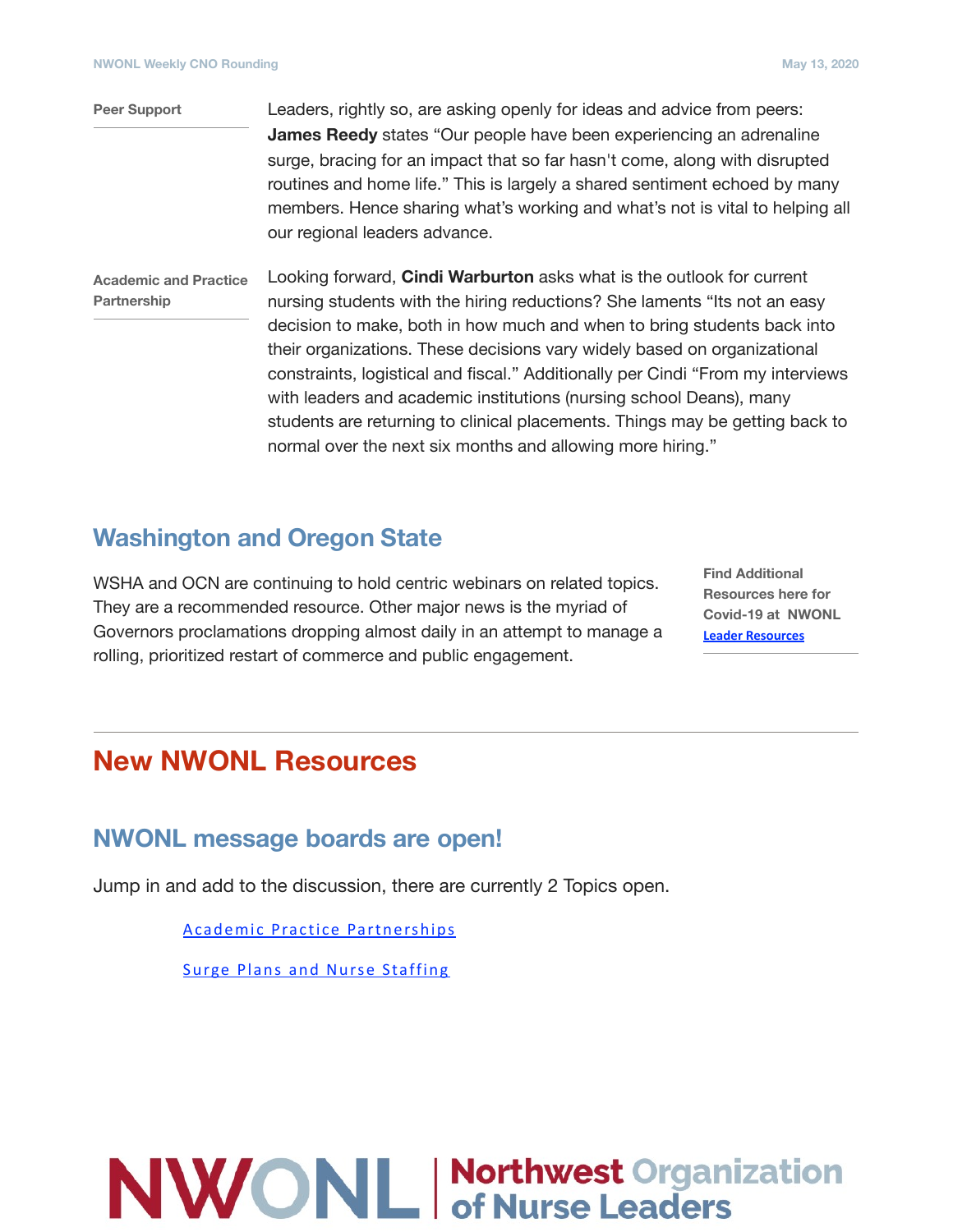**Peer Support**

Leaders, rightly so, are asking openly for ideas and advice from peers: **James Reedy** states "Our people have been experiencing an adrenaline surge, bracing for an impact that so far hasn't come, along with disrupted routines and home life." This is largely a shared sentiment echoed by many members. Hence sharing what's working and what's not is vital to helping all our regional leaders advance.

**Academic and Practice Partnership**

Looking forward, **Cindi Warburton** asks what is the outlook for current nursing students with the hiring reductions? She laments "Its not an easy decision to make, both in how much and when to bring students back into their organizations. These decisions vary widely based on organizational constraints, logistical and fiscal." Additionally per Cindi "From my interviews with leaders and academic institutions (nursing school Deans), many students are returning to clinical placements. Things may be getting back to normal over the next six months and allowing more hiring."

## Washington and Oregon State

WSHA and OCN are continuing to hold centric webinars on related topics. They are a recommended resource. Other major news is the myriad of Governors proclamations dropping almost daily in an attempt to manage a rolling, prioritized restart of commerce and public engagement.

**Find Additional Resources here for Covid-19 at NWONL [Leader Resources]**

# New NWONL Resources

## NWONL message boards are open!

Jump in and add to the discussion, there are currently 2 Topics open.

[Academic Practice Partnerships]

[Surge Plans and Nurse Staffing]

NWONL | Northwest Organization of Nurse Leaders